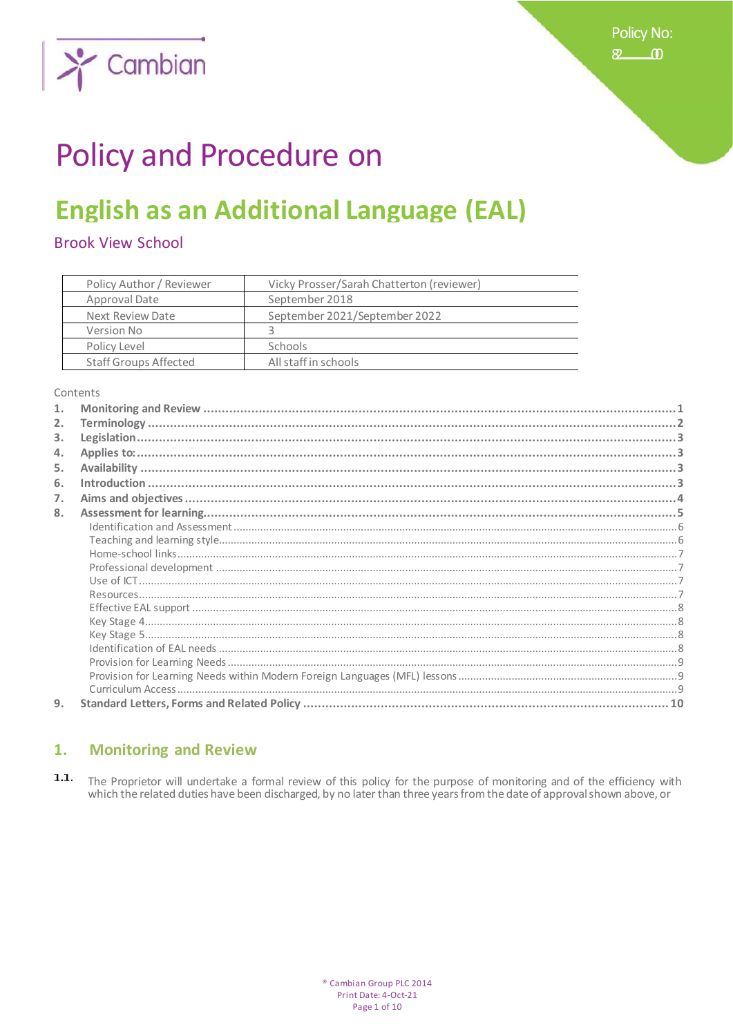Policy No:

82 (1)

# Policy and Procedure on

# English as an Additional Language (EAL)

## Brook View School

| Policy Author / Reviewer | Vicky Prosser/Sarah Chatterton (reviewer) |
|---|---|
| Approval Date | September 2018 |
| Next Review Date | September 2021/September 2022 |
| Version No | 3 |
| Policy Level | Schools |
| Staff Groups Affected | All staff in schools |

Contents

1. **Monitoring and Review** ... 1
2. **Terminology** ... 2
3. **Legislation** ... 3
4. **Applies to:** ... 3
5. **Availability** ... 3
6. **Introduction** ... 3
7. **Aims and objectives** ... 4
8. **Assessment for learning** ... 5
   - Identification and Assessment ... 6
   - Teaching and learning style ... 6
   - Home-school links ... 7
   - Professional development ... 7
   - Use of ICT ... 7
   - Resources ... 7
   - Effective EAL support ... 8
   - Key Stage 4 ... 8
   - Key Stage 5 ... 8
   - Identification of EAL needs ... 8
   - Provision for Learning Needs ... 9
   - Provision for Learning Needs within Modern Foreign Languages (MFL) lessons ... 9
   - Curriculum Access ... 9
9. **Standard Letters, Forms and Related Policy** ... 10

## 1. Monitoring and Review

1.1. The Proprietor will undertake a formal review of this policy for the purpose of monitoring and of the efficiency with which the related duties have been discharged, by no later than three years from the date of approval shown above, or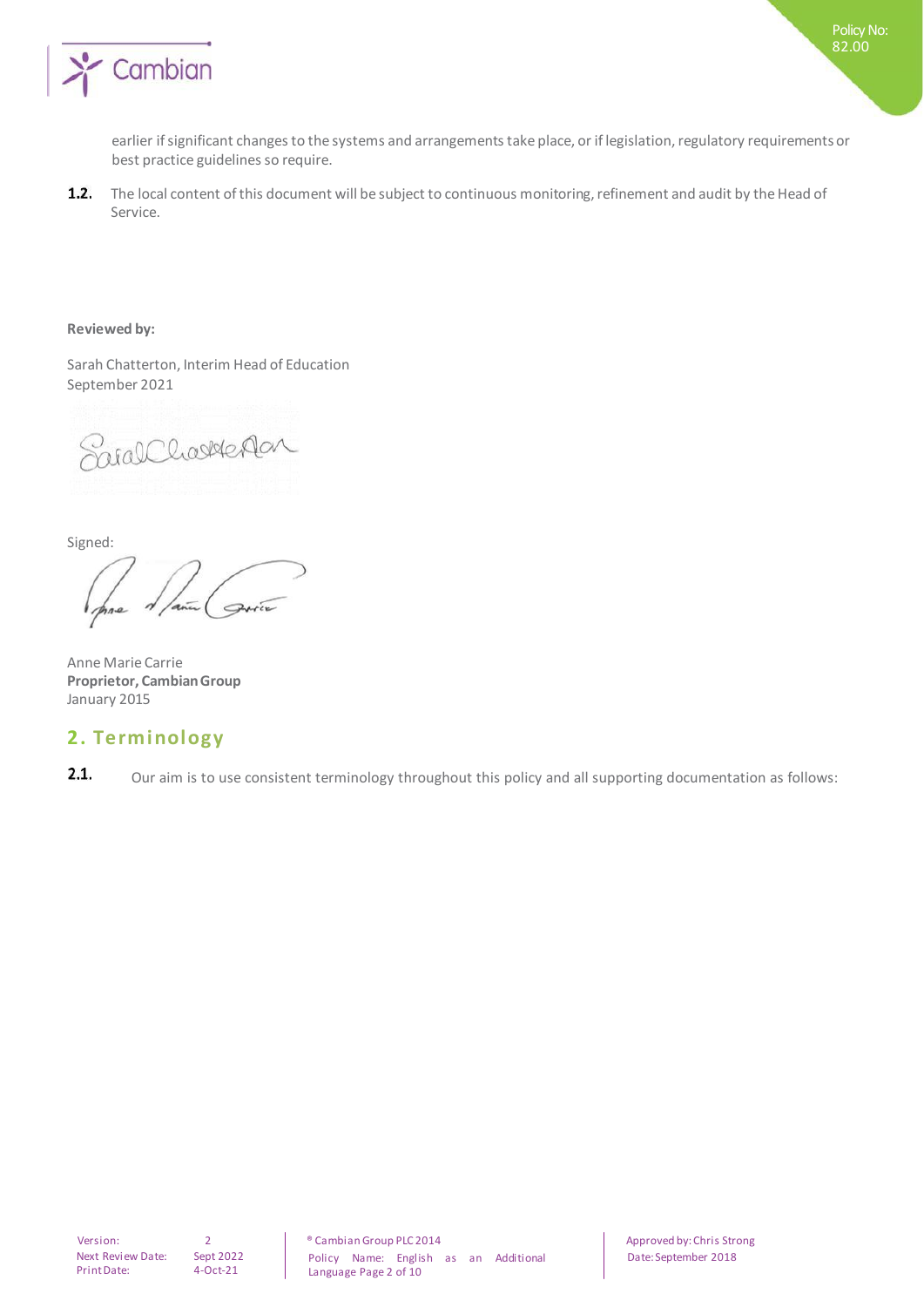earlier if significant changes to the systems and arrangements take place, or if legislation, regulatory requirements or best practice guidelines so require.

**1.2.** The local content of this document will be subject to continuous monitoring, refinement and audit by the Head of Service.

**Reviewed by:**

Sarah Chatterton, Interim Head of Education
September 2021

Signed:

Anne Marie Carrie
**Proprietor, Cambian Group**
January 2015

## 2. Terminology

**2.1.** Our aim is to use consistent terminology throughout this policy and all supporting documentation as follows: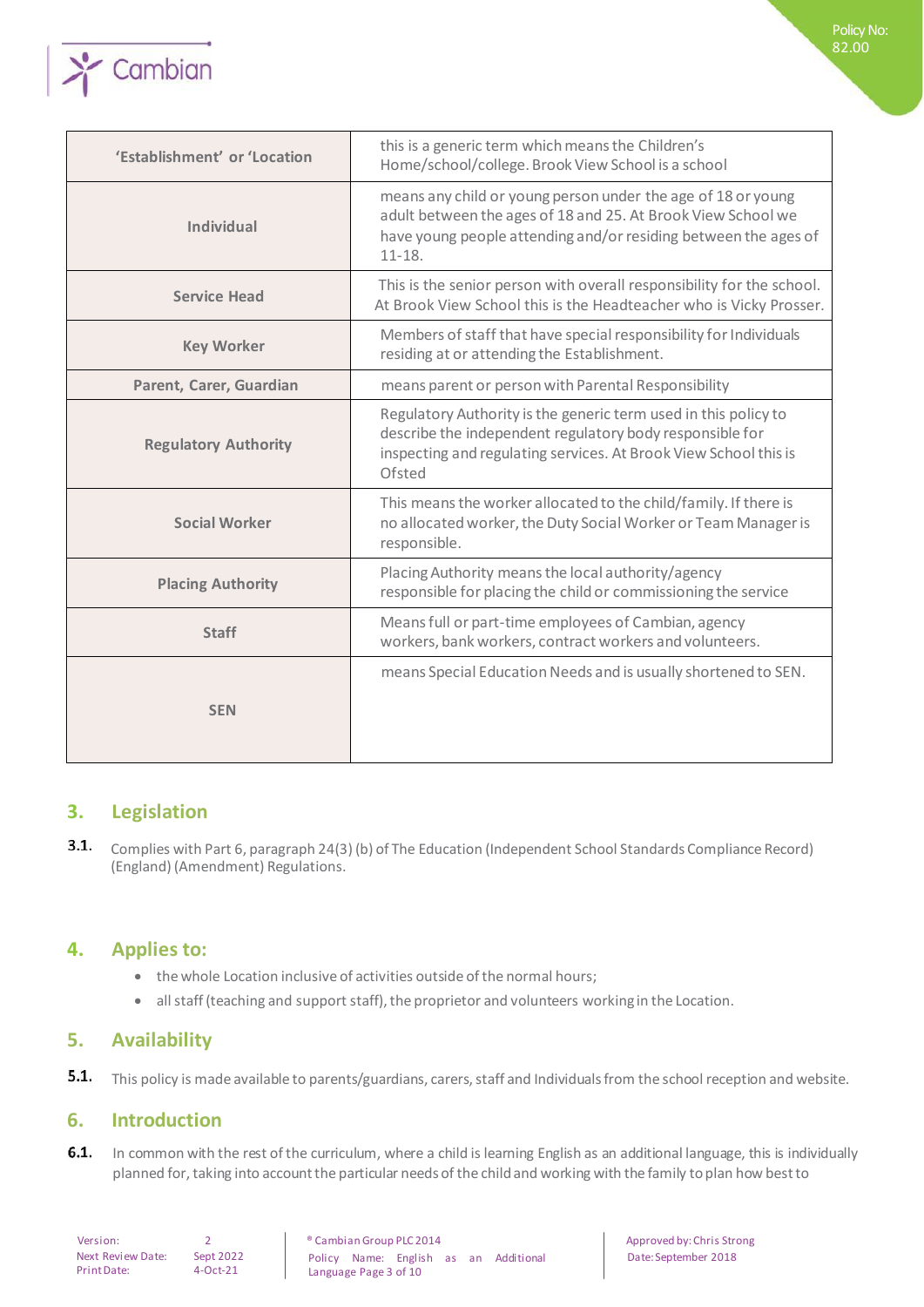| 'Establishment' or 'Location | this is a generic term which means the Children's Home/school/college. Brook View School is a school |
|---|---|
| Individual | means any child or young person under the age of 18 or young adult between the ages of 18 and 25. At Brook View School we have young people attending and/or residing between the ages of 11-18. |
| Service Head | This is the senior person with overall responsibility for the school. At Brook View School this is the Headteacher who is Vicky Prosser. |
| Key Worker | Members of staff that have special responsibility for Individuals residing at or attending the Establishment. |
| Parent, Carer, Guardian | means parent or person with Parental Responsibility |
| Regulatory Authority | Regulatory Authority is the generic term used in this policy to describe the independent regulatory body responsible for inspecting and regulating services. At Brook View School this is Ofsted |
| Social Worker | This means the worker allocated to the child/family. If there is no allocated worker, the Duty Social Worker or Team Manager is responsible. |
| Placing Authority | Placing Authority means the local authority/agency responsible for placing the child or commissioning the service |
| Staff | Means full or part-time employees of Cambian, agency workers, bank workers, contract workers and volunteers. |
| SEN | means Special Education Needs and is usually shortened to SEN. |

## 3. Legislation

**3.1.** Complies with Part 6, paragraph 24(3) (b) of The Education (Independent School Standards Compliance Record) (England) (Amendment) Regulations.

## 4. Applies to:

- the whole Location inclusive of activities outside of the normal hours;
- all staff (teaching and support staff), the proprietor and volunteers working in the Location.

## 5. Availability

**5.1.** This policy is made available to parents/guardians, carers, staff and Individuals from the school reception and website.

## 6. Introduction

**6.1.** In common with the rest of the curriculum, where a child is learning English as an additional language, this is individually planned for, taking into account the particular needs of the child and working with the family to plan how best to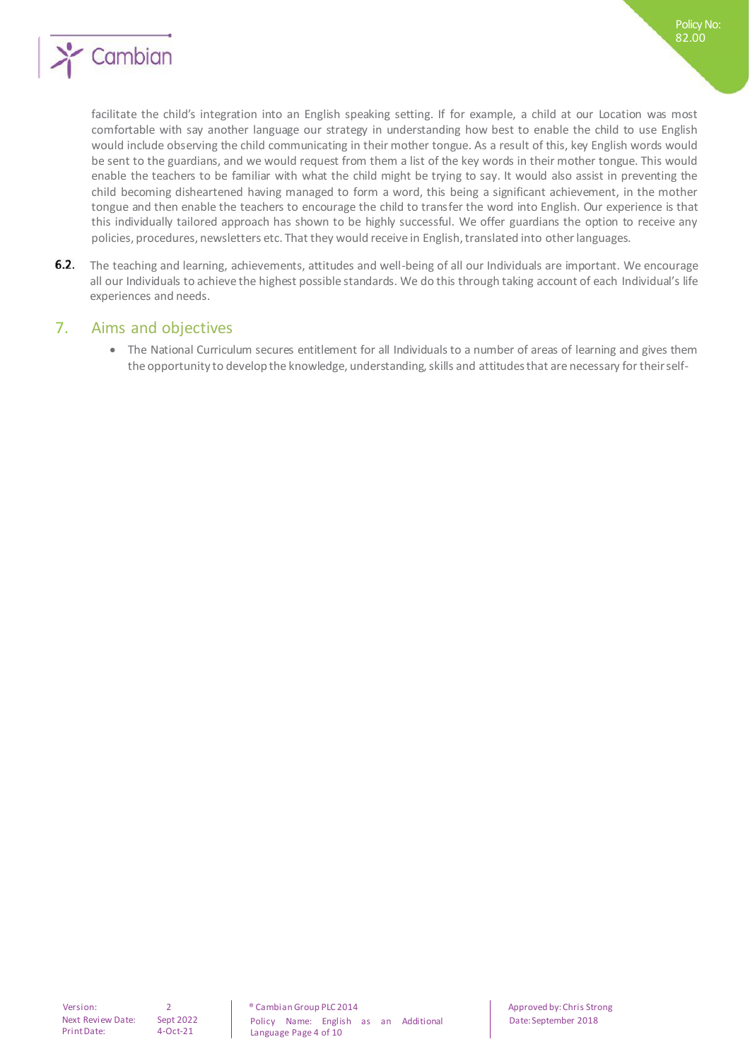facilitate the child's integration into an English speaking setting. If for example, a child at our Location was most comfortable with say another language our strategy in understanding how best to enable the child to use English would include observing the child communicating in their mother tongue. As a result of this, key English words would be sent to the guardians, and we would request from them a list of the key words in their mother tongue. This would enable the teachers to be familiar with what the child might be trying to say. It would also assist in preventing the child becoming disheartened having managed to form a word, this being a significant achievement, in the mother tongue and then enable the teachers to encourage the child to transfer the word into English. Our experience is that this individually tailored approach has shown to be highly successful. We offer guardians the option to receive any policies, procedures, newsletters etc. That they would receive in English, translated into other languages.

**6.2.** The teaching and learning, achievements, attitudes and well-being of all our Individuals are important. We encourage all our Individuals to achieve the highest possible standards. We do this through taking account of each Individual's life experiences and needs.

## 7. Aims and objectives

- The National Curriculum secures entitlement for all Individuals to a number of areas of learning and gives them the opportunity to develop the knowledge, understanding, skills and attitudes that are necessary for their self-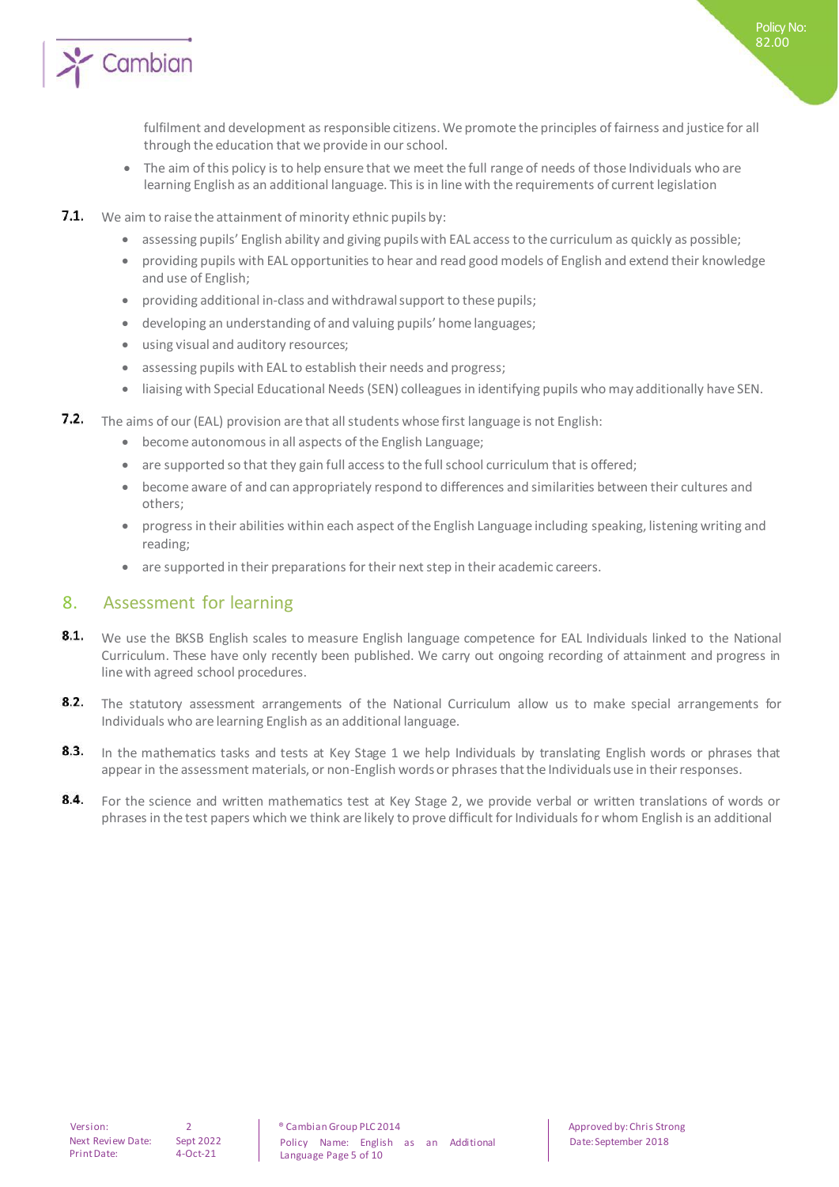fulfilment and development as responsible citizens. We promote the principles of fairness and justice for all through the education that we provide in our school.

- The aim of this policy is to help ensure that we meet the full range of needs of those Individuals who are learning English as an additional language. This is in line with the requirements of current legislation

**7.1.** We aim to raise the attainment of minority ethnic pupils by:

- assessing pupils' English ability and giving pupils with EAL access to the curriculum as quickly as possible;
- providing pupils with EAL opportunities to hear and read good models of English and extend their knowledge and use of English;
- providing additional in-class and withdrawal support to these pupils;
- developing an understanding of and valuing pupils' home languages;
- using visual and auditory resources;
- assessing pupils with EAL to establish their needs and progress;
- liaising with Special Educational Needs (SEN) colleagues in identifying pupils who may additionally have SEN.

**7.2.** The aims of our (EAL) provision are that all students whose first language is not English:

- become autonomous in all aspects of the English Language;
- are supported so that they gain full access to the full school curriculum that is offered;
- become aware of and can appropriately respond to differences and similarities between their cultures and others;
- progress in their abilities within each aspect of the English Language including speaking, listening writing and reading;
- are supported in their preparations for their next step in their academic careers.

## 8. Assessment for learning

**8.1.** We use the BKSB English scales to measure English language competence for EAL Individuals linked to the National Curriculum. These have only recently been published. We carry out ongoing recording of attainment and progress in line with agreed school procedures.

**8.2.** The statutory assessment arrangements of the National Curriculum allow us to make special arrangements for Individuals who are learning English as an additional language.

**8.3.** In the mathematics tasks and tests at Key Stage 1 we help Individuals by translating English words or phrases that appear in the assessment materials, or non-English words or phrases that the Individuals use in their responses.

**8.4.** For the science and written mathematics test at Key Stage 2, we provide verbal or written translations of words or phrases in the test papers which we think are likely to prove difficult for Individuals for whom English is an additional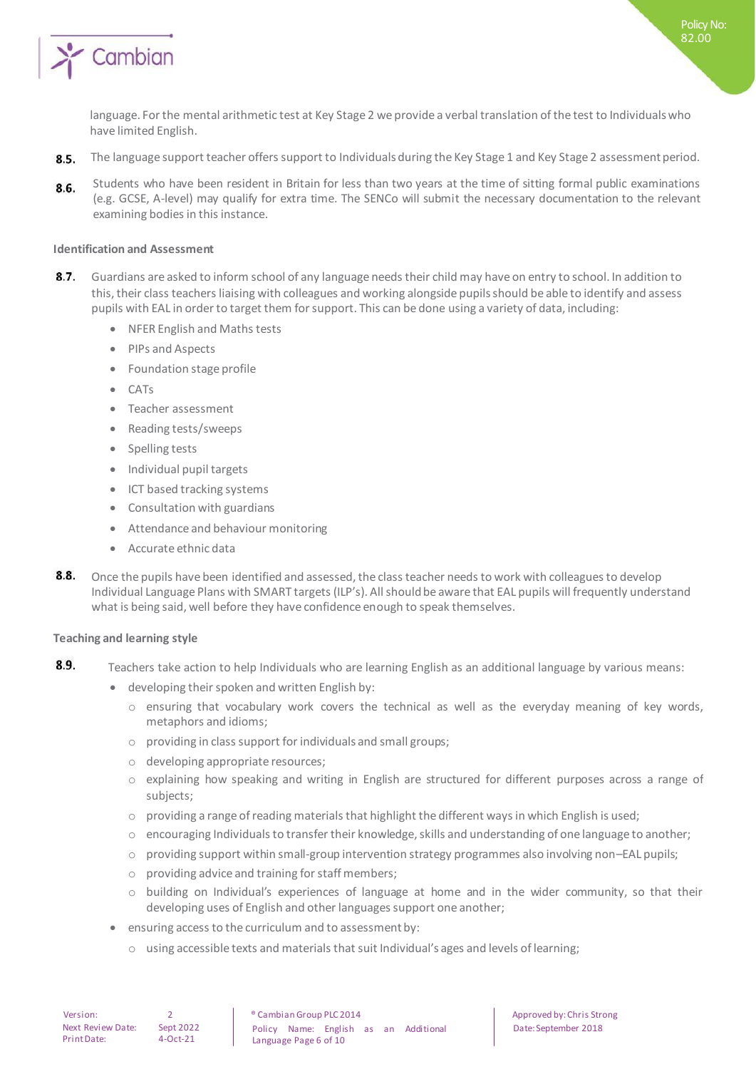language. For the mental arithmetic test at Key Stage 2 we provide a verbal translation of the test to Individuals who have limited English.

**8.5.** The language support teacher offers support to Individuals during the Key Stage 1 and Key Stage 2 assessment period.

**8.6.** Students who have been resident in Britain for less than two years at the time of sitting formal public examinations (e.g. GCSE, A-level) may qualify for extra time. The SENCo will submit the necessary documentation to the relevant examining bodies in this instance.

**Identification and Assessment**

**8.7.** Guardians are asked to inform school of any language needs their child may have on entry to school. In addition to this, their class teachers liaising with colleagues and working alongside pupils should be able to identify and assess pupils with EAL in order to target them for support. This can be done using a variety of data, including:

- NFER English and Maths tests
- PIPs and Aspects
- Foundation stage profile
- CATs
- Teacher assessment
- Reading tests/sweeps
- Spelling tests
- Individual pupil targets
- ICT based tracking systems
- Consultation with guardians
- Attendance and behaviour monitoring
- Accurate ethnic data

**8.8.** Once the pupils have been identified and assessed, the class teacher needs to work with colleagues to develop Individual Language Plans with SMART targets (ILP's). All should be aware that EAL pupils will frequently understand what is being said, well before they have confidence enough to speak themselves.

**Teaching and learning style**

**8.9.** Teachers take action to help Individuals who are learning English as an additional language by various means:

- developing their spoken and written English by:
  - ensuring that vocabulary work covers the technical as well as the everyday meaning of key words, metaphors and idioms;
  - providing in class support for individuals and small groups;
  - developing appropriate resources;
  - explaining how speaking and writing in English are structured for different purposes across a range of subjects;
  - providing a range of reading materials that highlight the different ways in which English is used;
  - encouraging Individuals to transfer their knowledge, skills and understanding of one language to another;
  - providing support within small-group intervention strategy programmes also involving non–EAL pupils;
  - providing advice and training for staff members;
  - building on Individual's experiences of language at home and in the wider community, so that their developing uses of English and other languages support one another;
- ensuring access to the curriculum and to assessment by:
  - using accessible texts and materials that suit Individual's ages and levels of learning;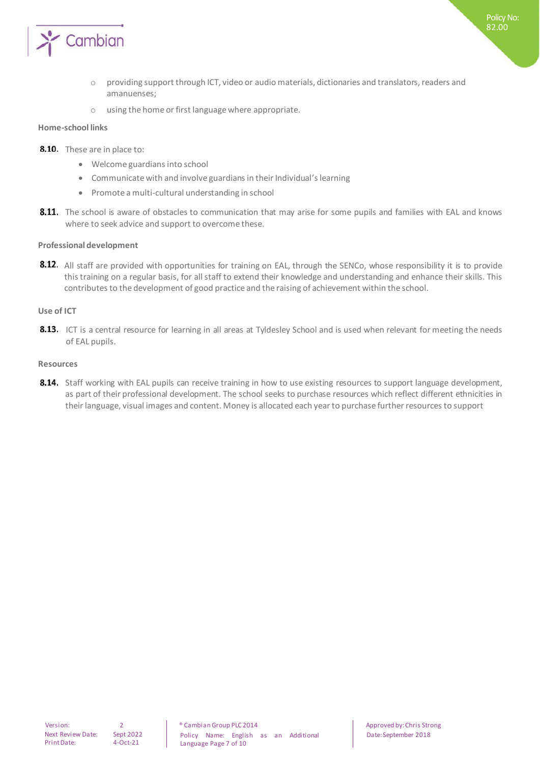- providing support through ICT, video or audio materials, dictionaries and translators, readers and amanuenses;
- using the home or first language where appropriate.

**Home-school links**

**8.10.** These are in place to:

- Welcome guardians into school
- Communicate with and involve guardians in their Individual's learning
- Promote a multi-cultural understanding in school

**8.11.** The school is aware of obstacles to communication that may arise for some pupils and families with EAL and knows where to seek advice and support to overcome these.

**Professional development**

**8.12.** All staff are provided with opportunities for training on EAL, through the SENCo, whose responsibility it is to provide this training on a regular basis, for all staff to extend their knowledge and understanding and enhance their skills. This contributes to the development of good practice and the raising of achievement within the school.

**Use of ICT**

**8.13.** ICT is a central resource for learning in all areas at Tyldesley School and is used when relevant for meeting the needs of EAL pupils.

**Resources**

**8.14.** Staff working with EAL pupils can receive training in how to use existing resources to support language development, as part of their professional development. The school seeks to purchase resources which reflect different ethnicities in their language, visual images and content. Money is allocated each year to purchase further resources to support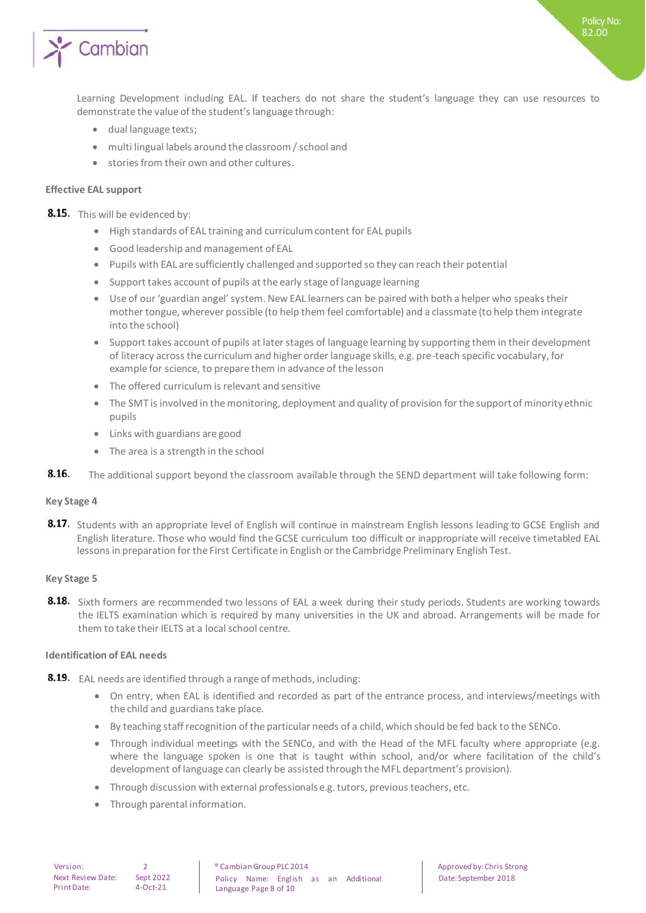Learning Development including EAL. If teachers do not share the student's language they can use resources to demonstrate the value of the student's language through:

- dual language texts;
- multi lingual labels around the classroom / school and
- stories from their own and other cultures.

**Effective EAL support**

**8.15.** This will be evidenced by:

- High standards of EAL training and curriculum content for EAL pupils
- Good leadership and management of EAL
- Pupils with EAL are sufficiently challenged and supported so they can reach their potential
- Support takes account of pupils at the early stage of language learning
- Use of our 'guardian angel' system. New EAL learners can be paired with both a helper who speaks their mother tongue, wherever possible (to help them feel comfortable) and a classmate (to help them integrate into the school)
- Support takes account of pupils at later stages of language learning by supporting them in their development of literacy across the curriculum and higher order language skills, e.g. pre-teach specific vocabulary, for example for science, to prepare them in advance of the lesson
- The offered curriculum is relevant and sensitive
- The SMT is involved in the monitoring, deployment and quality of provision for the support of minority ethnic pupils
- Links with guardians are good
- The area is a strength in the school

**8.16.** The additional support beyond the classroom available through the SEND department will take following form:

**Key Stage 4**

**8.17.** Students with an appropriate level of English will continue in mainstream English lessons leading to GCSE English and English literature. Those who would find the GCSE curriculum too difficult or inappropriate will receive timetabled EAL lessons in preparation for the First Certificate in English or the Cambridge Preliminary English Test.

**Key Stage 5**

**8.18.** Sixth formers are recommended two lessons of EAL a week during their study periods. Students are working towards the IELTS examination which is required by many universities in the UK and abroad. Arrangements will be made for them to take their IELTS at a local school centre.

**Identification of EAL needs**

**8.19.** EAL needs are identified through a range of methods, including:

- On entry, when EAL is identified and recorded as part of the entrance process, and interviews/meetings with the child and guardians take place.
- By teaching staff recognition of the particular needs of a child, which should be fed back to the SENCo.
- Through individual meetings with the SENCo, and with the Head of the MFL faculty where appropriate (e.g. where the language spoken is one that is taught within school, and/or where facilitation of the child's development of language can clearly be assisted through the MFL department's provision).
- Through discussion with external professionals e.g. tutors, previous teachers, etc.
- Through parental information.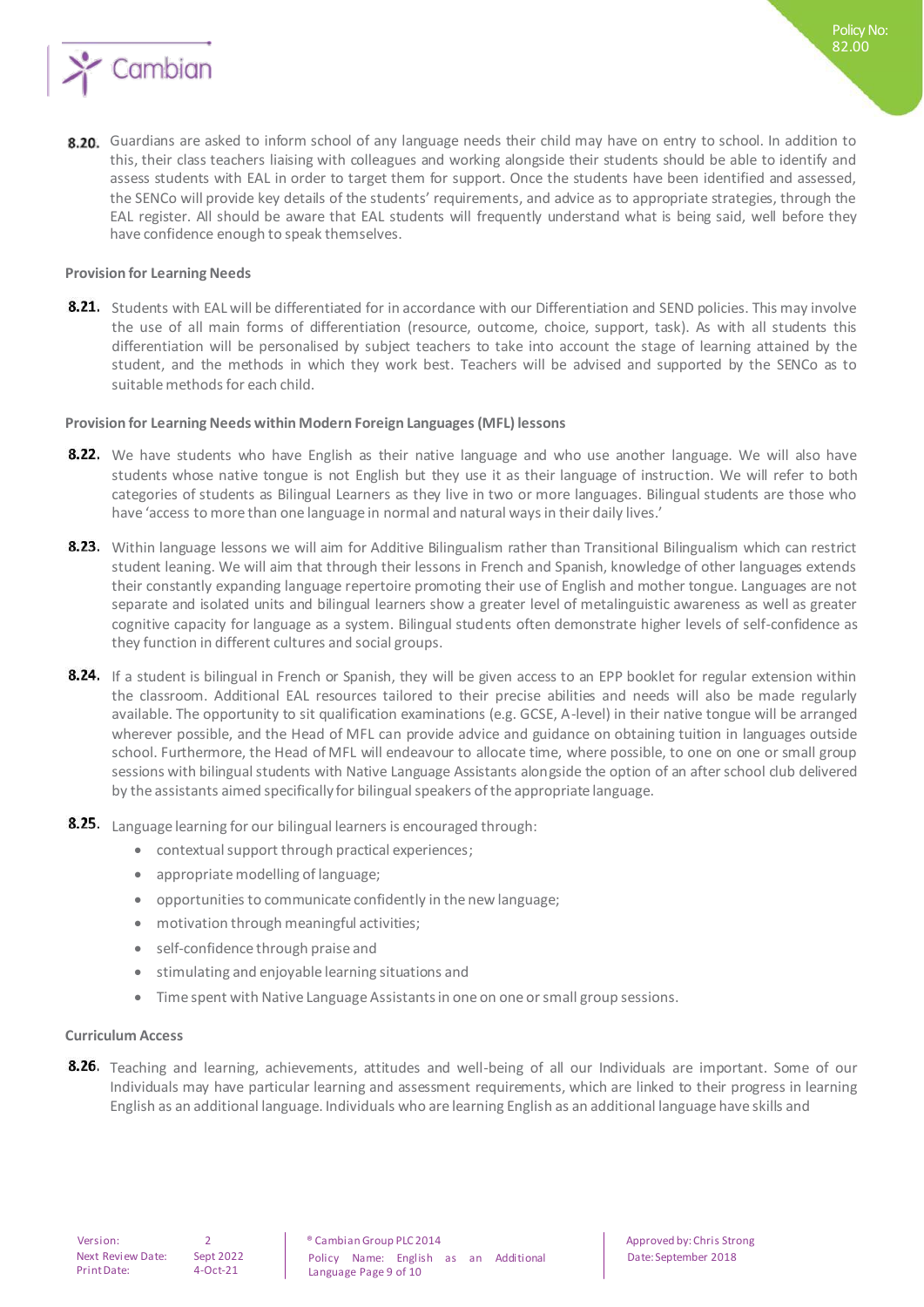**8.20.** Guardians are asked to inform school of any language needs their child may have on entry to school. In addition to this, their class teachers liaising with colleagues and working alongside their students should be able to identify and assess students with EAL in order to target them for support. Once the students have been identified and assessed, the SENCo will provide key details of the students' requirements, and advice as to appropriate strategies, through the EAL register. All should be aware that EAL students will frequently understand what is being said, well before they have confidence enough to speak themselves.

**Provision for Learning Needs**

**8.21.** Students with EAL will be differentiated for in accordance with our Differentiation and SEND policies. This may involve the use of all main forms of differentiation (resource, outcome, choice, support, task). As with all students this differentiation will be personalised by subject teachers to take into account the stage of learning attained by the student, and the methods in which they work best. Teachers will be advised and supported by the SENCo as to suitable methods for each child.

**Provision for Learning Needs within Modern Foreign Languages (MFL) lessons**

**8.22.** We have students who have English as their native language and who use another language. We will also have students whose native tongue is not English but they use it as their language of instruction. We will refer to both categories of students as Bilingual Learners as they live in two or more languages. Bilingual students are those who have 'access to more than one language in normal and natural ways in their daily lives.'

**8.23.** Within language lessons we will aim for Additive Bilingualism rather than Transitional Bilingualism which can restrict student leaning. We will aim that through their lessons in French and Spanish, knowledge of other languages extends their constantly expanding language repertoire promoting their use of English and mother tongue. Languages are not separate and isolated units and bilingual learners show a greater level of metalinguistic awareness as well as greater cognitive capacity for language as a system. Bilingual students often demonstrate higher levels of self-confidence as they function in different cultures and social groups.

**8.24.** If a student is bilingual in French or Spanish, they will be given access to an EPP booklet for regular extension within the classroom. Additional EAL resources tailored to their precise abilities and needs will also be made regularly available. The opportunity to sit qualification examinations (e.g. GCSE, A-level) in their native tongue will be arranged wherever possible, and the Head of MFL can provide advice and guidance on obtaining tuition in languages outside school. Furthermore, the Head of MFL will endeavour to allocate time, where possible, to one on one or small group sessions with bilingual students with Native Language Assistants alongside the option of an after school club delivered by the assistants aimed specifically for bilingual speakers of the appropriate language.

**8.25.** Language learning for our bilingual learners is encouraged through:

- contextual support through practical experiences;
- appropriate modelling of language;
- opportunities to communicate confidently in the new language;
- motivation through meaningful activities;
- self-confidence through praise and
- stimulating and enjoyable learning situations and
- Time spent with Native Language Assistants in one on one or small group sessions.

**Curriculum Access**

**8.26.** Teaching and learning, achievements, attitudes and well-being of all our Individuals are important. Some of our Individuals may have particular learning and assessment requirements, which are linked to their progress in learning English as an additional language. Individuals who are learning English as an additional language have skills and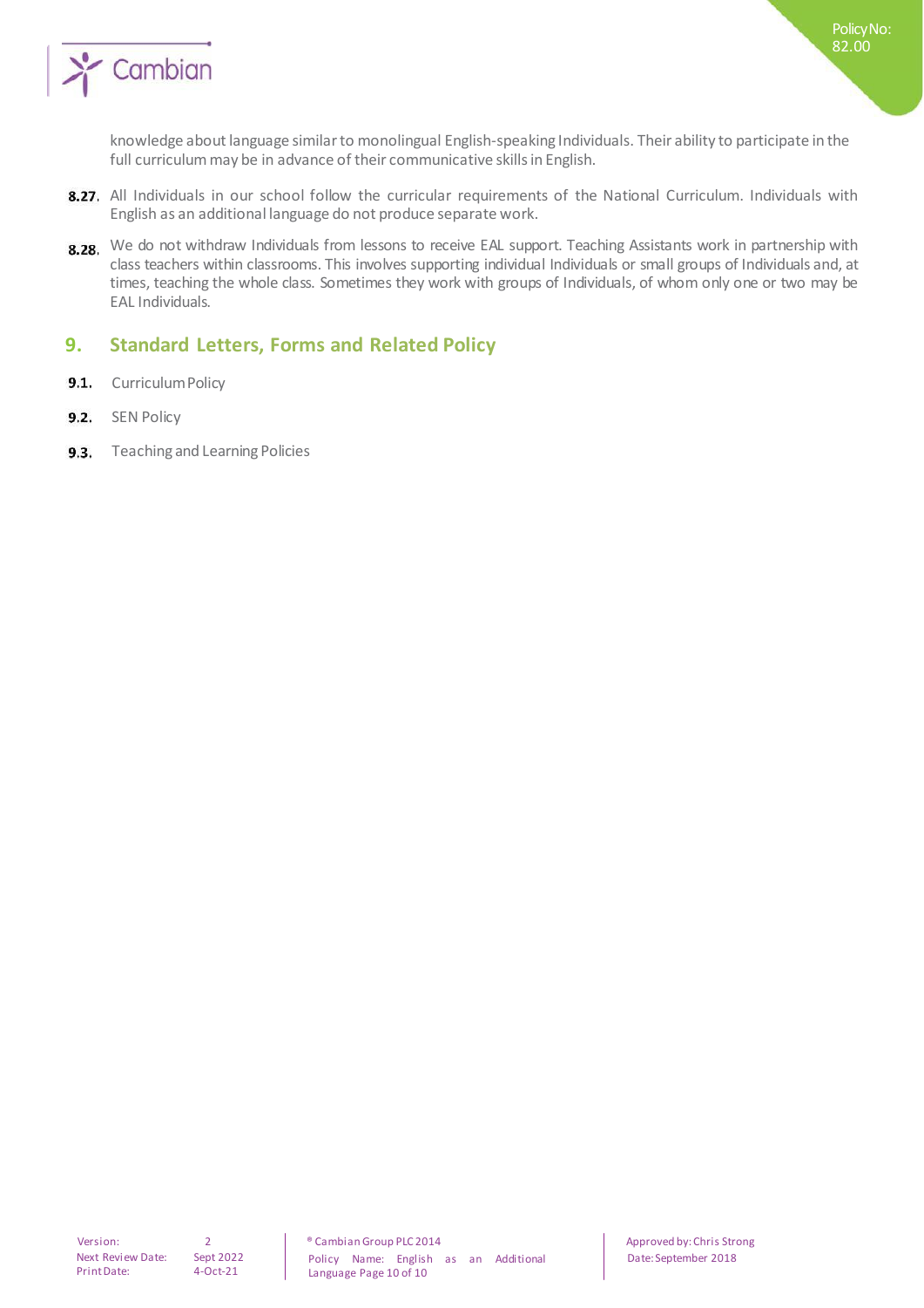knowledge about language similar to monolingual English-speaking Individuals. Their ability to participate in the full curriculum may be in advance of their communicative skills in English.

**8.27.** All Individuals in our school follow the curricular requirements of the National Curriculum. Individuals with English as an additional language do not produce separate work.

**8.28.** We do not withdraw Individuals from lessons to receive EAL support. Teaching Assistants work in partnership with class teachers within classrooms. This involves supporting individual Individuals or small groups of Individuals and, at times, teaching the whole class. Sometimes they work with groups of Individuals, of whom only one or two may be EAL Individuals.

## 9. Standard Letters, Forms and Related Policy

**9.1.** Curriculum Policy

**9.2.** SEN Policy

**9.3.** Teaching and Learning Policies